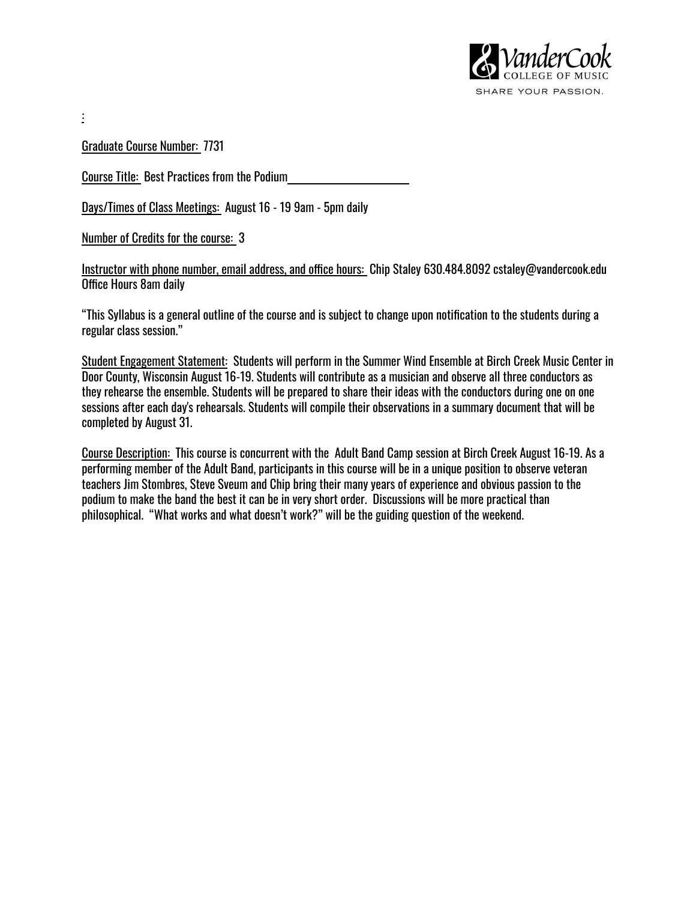Graduate Course Number: 7731

Course Title: Best Practices from the Podium

Days/Times of Class Meetings: August 16 - 19 9am - 5pm daily

Number of Credits for the course: 3

Instructor with phone number, email address, and office hours: Chip Staley 630.484.8092 cstaley@vandercook.edu Office Hours 8am daily

"This Syllabus is a general outline of the course and is subject to change upon notification to the students during a regular class session."

Student Engagement Statement: Students will perform in the Summer Wind Ensemble at Birch Creek Music Center in Door County, Wisconsin August 16-19. Students will contribute as a musician and observe all three conductors as they rehearse the ensemble. Students will be prepared to share their ideas with the conductors during one on one sessions after each day's rehearsals. Students will compile their observations in a summary document that will be completed by August 31.

Course Description: This course is concurrent with the Adult Band Camp session at Birch Creek August 16-19. As a performing member of the Adult Band, participants in this course will be in a unique position to observe veteran teachers Jim Stombres, Steve Sveum and Chip bring their many years of experience and obvious passion to the podium to make the band the best it can be in very short order. Discussions will be more practical than philosophical. "What works and what doesn't work?" will be the guiding question of the weekend.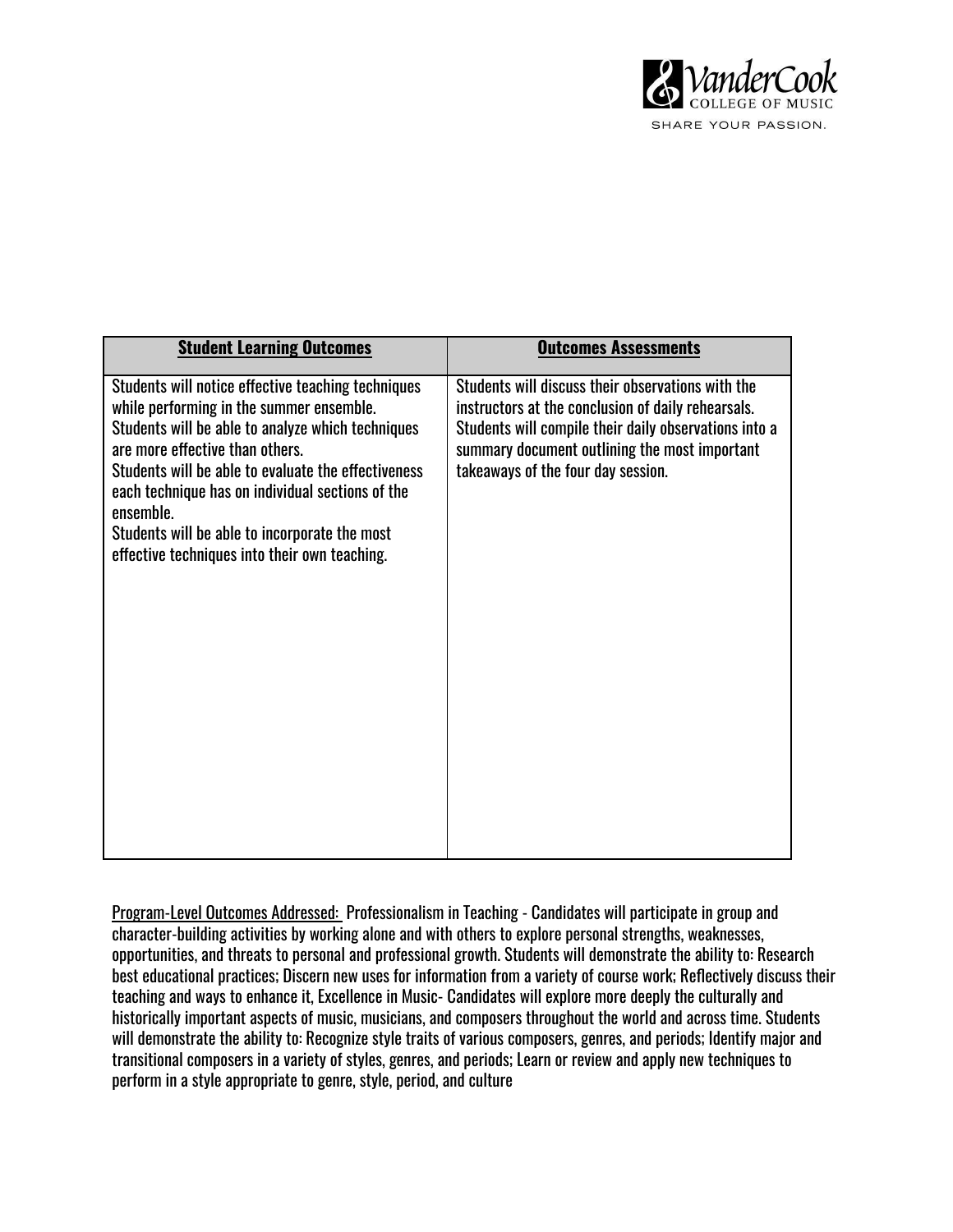| **Student Learning Outcomes** | **Outcomes Assessments** |
|---|---|
| Students will notice effective teaching techniques while performing in the summer ensemble.<br>Students will be able to analyze which techniques are more effective than others.<br>Students will be able to evaluate the effectiveness each technique has on individual sections of the ensemble.<br>Students will be able to incorporate the most effective techniques into their own teaching. | Students will discuss their observations with the instructors at the conclusion of daily rehearsals.<br>Students will compile their daily observations into a summary document outlining the most important takeaways of the four day session. |

Program-Level Outcomes Addressed: Professionalism in Teaching - Candidates will participate in group and character-building activities by working alone and with others to explore personal strengths, weaknesses, opportunities, and threats to personal and professional growth. Students will demonstrate the ability to: Research best educational practices; Discern new uses for information from a variety of course work; Reflectively discuss their teaching and ways to enhance it, Excellence in Music- Candidates will explore more deeply the culturally and historically important aspects of music, musicians, and composers throughout the world and across time. Students will demonstrate the ability to: Recognize style traits of various composers, genres, and periods; Identify major and transitional composers in a variety of styles, genres, and periods; Learn or review and apply new techniques to perform in a style appropriate to genre, style, period, and culture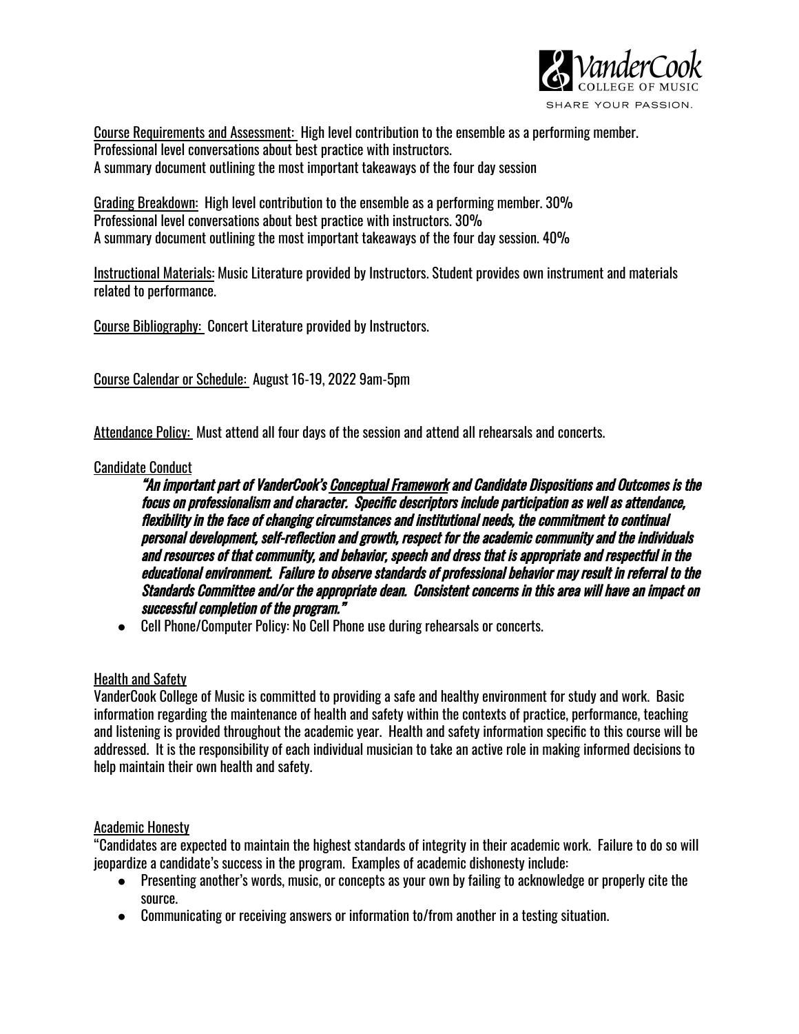Course Requirements and Assessment: High level contribution to the ensemble as a performing member.
Professional level conversations about best practice with instructors.
A summary document outlining the most important takeaways of the four day session

Grading Breakdown: High level contribution to the ensemble as a performing member. 30%
Professional level conversations about best practice with instructors. 30%
A summary document outlining the most important takeaways of the four day session. 40%

Instructional Materials: Music Literature provided by Instructors. Student provides own instrument and materials related to performance.

Course Bibliography: Concert Literature provided by Instructors.

Course Calendar or Schedule: August 16-19, 2022 9am-5pm

Attendance Policy: Must attend all four days of the session and attend all rehearsals and concerts.

Candidate Conduct

> ***"An important part of VanderCook's Conceptual Framework and Candidate Dispositions and Outcomes is the focus on professionalism and character. Specific descriptors include participation as well as attendance, flexibility in the face of changing circumstances and institutional needs, the commitment to continual personal development, self-reflection and growth, respect for the academic community and the individuals and resources of that community, and behavior, speech and dress that is appropriate and respectful in the educational environment. Failure to observe standards of professional behavior may result in referral to the Standards Committee and/or the appropriate dean. Consistent concerns in this area will have an impact on successful completion of the program."***

- Cell Phone/Computer Policy: No Cell Phone use during rehearsals or concerts.

Health and Safety

VanderCook College of Music is committed to providing a safe and healthy environment for study and work. Basic information regarding the maintenance of health and safety within the contexts of practice, performance, teaching and listening is provided throughout the academic year. Health and safety information specific to this course will be addressed. It is the responsibility of each individual musician to take an active role in making informed decisions to help maintain their own health and safety.

Academic Honesty

"Candidates are expected to maintain the highest standards of integrity in their academic work. Failure to do so will jeopardize a candidate's success in the program. Examples of academic dishonesty include:

- Presenting another's words, music, or concepts as your own by failing to acknowledge or properly cite the source.
- Communicating or receiving answers or information to/from another in a testing situation.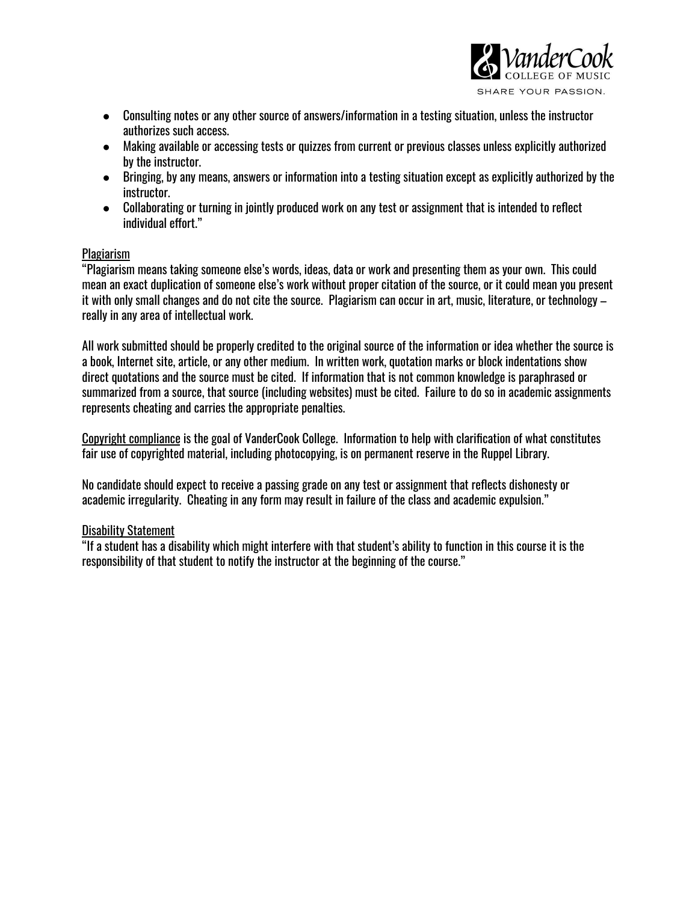- Consulting notes or any other source of answers/information in a testing situation, unless the instructor authorizes such access.
- Making available or accessing tests or quizzes from current or previous classes unless explicitly authorized by the instructor.
- Bringing, by any means, answers or information into a testing situation except as explicitly authorized by the instructor.
- Collaborating or turning in jointly produced work on any test or assignment that is intended to reflect individual effort."

<u>Plagiarism</u>

"Plagiarism means taking someone else's words, ideas, data or work and presenting them as your own. This could mean an exact duplication of someone else's work without proper citation of the source, or it could mean you present it with only small changes and do not cite the source. Plagiarism can occur in art, music, literature, or technology – really in any area of intellectual work.

All work submitted should be properly credited to the original source of the information or idea whether the source is a book, Internet site, article, or any other medium. In written work, quotation marks or block indentations show direct quotations and the source must be cited. If information that is not common knowledge is paraphrased or summarized from a source, that source (including websites) must be cited. Failure to do so in academic assignments represents cheating and carries the appropriate penalties.

<u>Copyright compliance</u> is the goal of VanderCook College. Information to help with clarification of what constitutes fair use of copyrighted material, including photocopying, is on permanent reserve in the Ruppel Library.

No candidate should expect to receive a passing grade on any test or assignment that reflects dishonesty or academic irregularity. Cheating in any form may result in failure of the class and academic expulsion."

<u>Disability Statement</u>

"If a student has a disability which might interfere with that student's ability to function in this course it is the responsibility of that student to notify the instructor at the beginning of the course."